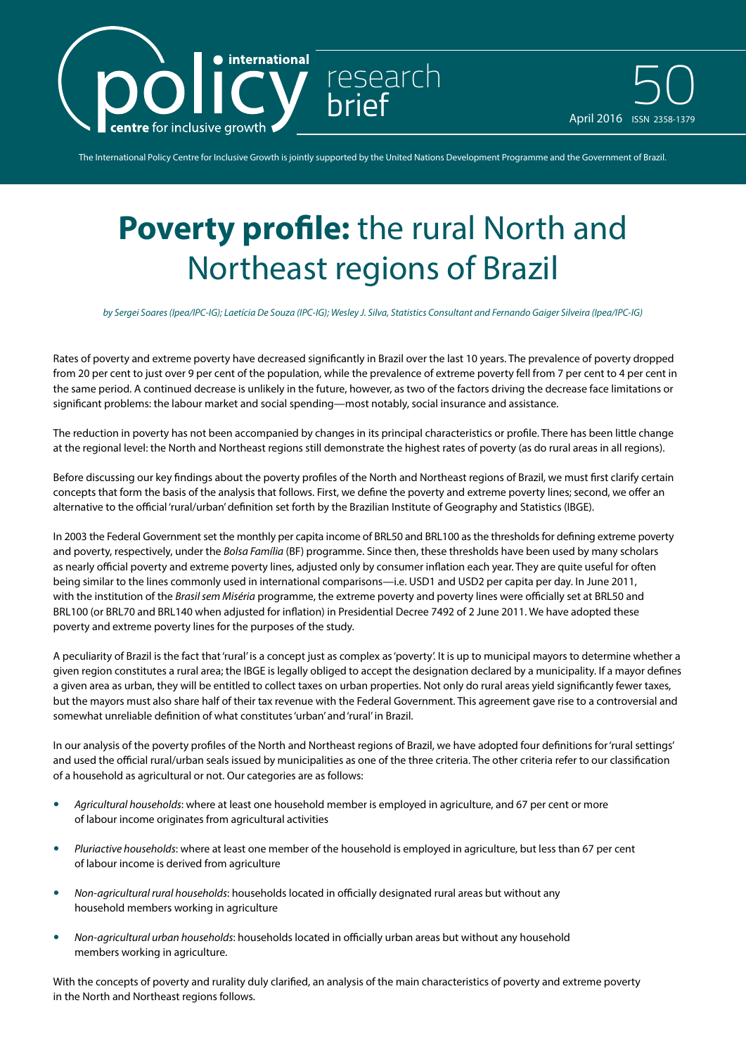# **Poverty profile:** the rural North and Northeast regions of Brazil

*by Sergei Soares (Ipea/IPC-IG); Laetícia De Souza (IPC-IG); Wesley J. Silva, Statistics Consultant and Fernando Gaiger Silveira (Ipea/IPC-IG)*

Rates of poverty and extreme poverty have decreased significantly in Brazil over the last 10 years. The prevalence of poverty dropped from 20 per cent to just over 9 per cent of the population, while the prevalence of extreme poverty fell from 7 per cent to 4 per cent in the same period. A continued decrease is unlikely in the future, however, as two of the factors driving the decrease face limitations or significant problems: the labour market and social spending—most notably, social insurance and assistance.

The reduction in poverty has not been accompanied by changes in its principal characteristics or profile. There has been little change at the regional level: the North and Northeast regions still demonstrate the highest rates of poverty (as do rural areas in all regions).

Before discussing our key findings about the poverty profiles of the North and Northeast regions of Brazil, we must first clarify certain concepts that form the basis of the analysis that follows. First, we define the poverty and extreme poverty lines; second, we offer an alternative to the official 'rural/urban' definition set forth by the Brazilian Institute of Geography and Statistics (IBGE).

In 2003 the Federal Government set the monthly per capita income of BRL50 and BRL100 as the thresholds for defining extreme poverty and poverty, respectively, under the *Bolsa Família* (BF) programme. Since then, these thresholds have been used by many scholars as nearly official poverty and extreme poverty lines, adjusted only by consumer inflation each year. They are quite useful for often being similar to the lines commonly used in international comparisons—i.e. USD1 and USD2 per capita per day. In June 2011, with the institution of the *Brasil sem Miséria* programme, the extreme poverty and poverty lines were officially set at BRL50 and BRL100 (or BRL70 and BRL140 when adjusted for inflation) in Presidential Decree 7492 of 2 June 2011. We have adopted these poverty and extreme poverty lines for the purposes of the study.

A peculiarity of Brazil is the fact that 'rural' is a concept just as complex as 'poverty'. It is up to municipal mayors to determine whether a given region constitutes a rural area; the IBGE is legally obliged to accept the designation declared by a municipality. If a mayor defines a given area as urban, they will be entitled to collect taxes on urban properties. Not only do rural areas yield significantly fewer taxes, but the mayors must also share half of their tax revenue with the Federal Government. This agreement gave rise to a controversial and somewhat unreliable definition of what constitutes 'urban' and 'rural' in Brazil.

In our analysis of the poverty profiles of the North and Northeast regions of Brazil, we have adopted four definitions for 'rural settings' and used the official rural/urban seals issued by municipalities as one of the three criteria. The other criteria refer to our classification of a household as agricultural or not. Our categories are as follows:

- *Agricultural households*: where at least one household member is employed in agriculture, and 67 per cent or more of labour income originates from agricultural activities
- *Pluriactive households*: where at least one member of the household is employed in agriculture, but less than 67 per cent of labour income is derived from agriculture
- *Non-agricultural rural households*: households located in officially designated rural areas but without any household members working in agriculture
- *Non-agricultural urban households*: households located in officially urban areas but without any household members working in agriculture.

With the concepts of poverty and rurality duly clarified, an analysis of the main characteristics of poverty and extreme poverty in the North and Northeast regions follows.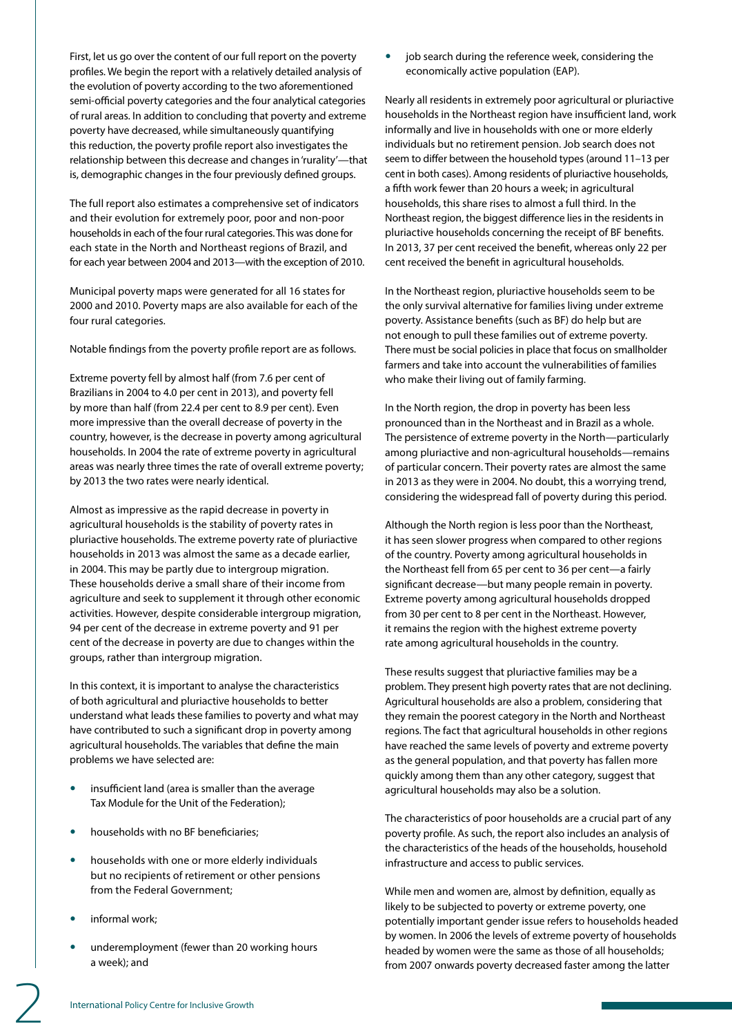First, let us go over the content of our full report on the poverty profiles. We begin the report with a relatively detailed analysis of the evolution of poverty according to the two aforementioned semi-official poverty categories and the four analytical categories of rural areas. In addition to concluding that poverty and extreme poverty have decreased, while simultaneously quantifying this reduction, the poverty profile report also investigates the relationship between this decrease and changes in 'rurality'—that is, demographic changes in the four previously defined groups.

The full report also estimates a comprehensive set of indicators and their evolution for extremely poor, poor and non-poor households in each of the four rural categories. This was done for each state in the North and Northeast regions of Brazil, and for each year between 2004 and 2013—with the exception of 2010.

Municipal poverty maps were generated for all 16 states for 2000 and 2010. Poverty maps are also available for each of the four rural categories.

Notable findings from the poverty profile report are as follows.

Extreme poverty fell by almost half (from 7.6 per cent of Brazilians in 2004 to 4.0 per cent in 2013), and poverty fell by more than half (from 22.4 per cent to 8.9 per cent). Even more impressive than the overall decrease of poverty in the country, however, is the decrease in poverty among agricultural households. In 2004 the rate of extreme poverty in agricultural areas was nearly three times the rate of overall extreme poverty; by 2013 the two rates were nearly identical.

Almost as impressive as the rapid decrease in poverty in agricultural households is the stability of poverty rates in pluriactive households. The extreme poverty rate of pluriactive households in 2013 was almost the same as a decade earlier, in 2004. This may be partly due to intergroup migration. These households derive a small share of their income from agriculture and seek to supplement it through other economic activities. However, despite considerable intergroup migration, 94 per cent of the decrease in extreme poverty and 91 per cent of the decrease in poverty are due to changes within the groups, rather than intergroup migration.

In this context, it is important to analyse the characteristics of both agricultural and pluriactive households to better understand what leads these families to poverty and what may have contributed to such a significant drop in poverty among agricultural households. The variables that define the main problems we have selected are:

- insufficient land (area is smaller than the average Tax Module for the Unit of the Federation);
- households with no BF beneficiaries;
- households with one or more elderly individuals but no recipients of retirement or other pensions from the Federal Government;
- informal work;
- underemployment (fewer than 20 working hours a week); and
- job search during the reference week, considering the economically active population (EAP).

Nearly all residents in extremely poor agricultural or pluriactive households in the Northeast region have insufficient land, work informally and live in households with one or more elderly individuals but no retirement pension. Job search does not seem to differ between the household types (around 11–13 per cent in both cases). Among residents of pluriactive households, a fifth work fewer than 20 hours a week; in agricultural households, this share rises to almost a full third. In the Northeast region, the biggest difference lies in the residents in pluriactive households concerning the receipt of BF benefits. In 2013, 37 per cent received the benefit, whereas only 22 per cent received the benefit in agricultural households.

In the Northeast region, pluriactive households seem to be the only survival alternative for families living under extreme poverty. Assistance benefits (such as BF) do help but are not enough to pull these families out of extreme poverty. There must be social policies in place that focus on smallholder farmers and take into account the vulnerabilities of families who make their living out of family farming.

In the North region, the drop in poverty has been less pronounced than in the Northeast and in Brazil as a whole. The persistence of extreme poverty in the North—particularly among pluriactive and non-agricultural households—remains of particular concern. Their poverty rates are almost the same in 2013 as they were in 2004. No doubt, this a worrying trend, considering the widespread fall of poverty during this period.

Although the North region is less poor than the Northeast, it has seen slower progress when compared to other regions of the country. Poverty among agricultural households in the Northeast fell from 65 per cent to 36 per cent—a fairly significant decrease—but many people remain in poverty. Extreme poverty among agricultural households dropped from 30 per cent to 8 per cent in the Northeast. However, it remains the region with the highest extreme poverty rate among agricultural households in the country.

These results suggest that pluriactive families may be a problem. They present high poverty rates that are not declining. Agricultural households are also a problem, considering that they remain the poorest category in the North and Northeast regions. The fact that agricultural households in other regions have reached the same levels of poverty and extreme poverty as the general population, and that poverty has fallen more quickly among them than any other category, suggest that agricultural households may also be a solution.

The characteristics of poor households are a crucial part of any poverty profile. As such, the report also includes an analysis of the characteristics of the heads of the households, household infrastructure and access to public services.

While men and women are, almost by definition, equally as likely to be subjected to poverty or extreme poverty, one potentially important gender issue refers to households headed by women. In 2006 the levels of extreme poverty of households headed by women were the same as those of all households; from 2007 onwards poverty decreased faster among the latter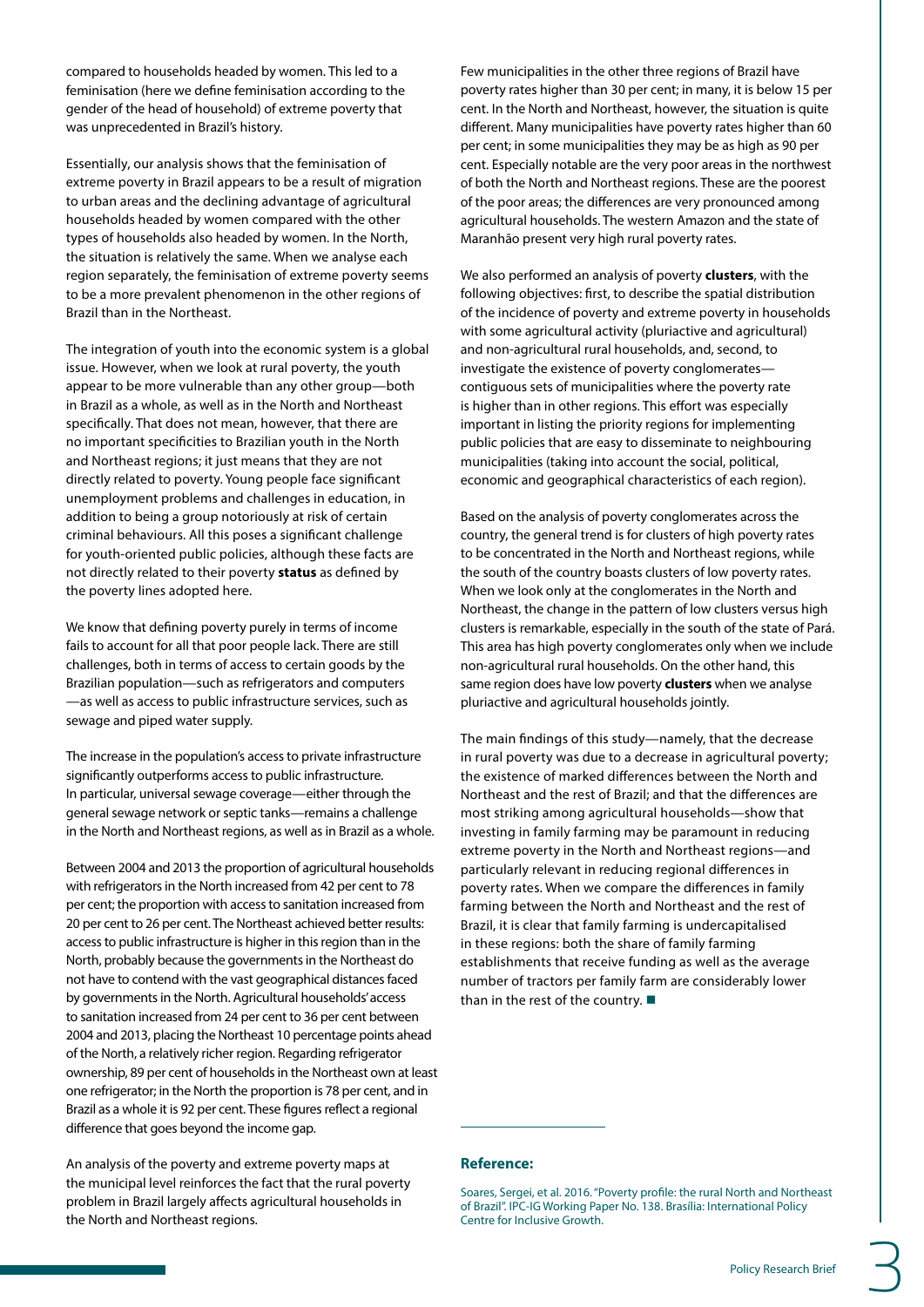compared to households headed by women. This led to a feminisation (here we define feminisation according to the gender of the head of household) of extreme poverty that was unprecedented in Brazil's history.

Essentially, our analysis shows that the feminisation of extreme poverty in Brazil appears to be a result of migration to urban areas and the declining advantage of agricultural households headed by women compared with the other types of households also headed by women. In the North, the situation is relatively the same. When we analyse each region separately, the feminisation of extreme poverty seems to be a more prevalent phenomenon in the other regions of Brazil than in the Northeast.

The integration of youth into the economic system is a global issue. However, when we look at rural poverty, the youth appear to be more vulnerable than any other group—both in Brazil as a whole, as well as in the North and Northeast specifically. That does not mean, however, that there are no important specificities to Brazilian youth in the North and Northeast regions; it just means that they are not directly related to poverty. Young people face significant unemployment problems and challenges in education, in addition to being a group notoriously at risk of certain criminal behaviours. All this poses a significant challenge for youth-oriented public policies, although these facts are not directly related to their poverty **status** as defined by the poverty lines adopted here.

We know that defining poverty purely in terms of income fails to account for all that poor people lack. There are still challenges, both in terms of access to certain goods by the Brazilian population—such as refrigerators and computers—as well as access to public infrastructure services, such as sewage and piped water supply.

The increase in the population's access to private infrastructure significantly outperforms access to public infrastructure. In particular, universal sewage coverage—either through the general sewage network or septic tanks—remains a challenge in the North and Northeast regions, as well as in Brazil as a whole.

Between 2004 and 2013 the proportion of agricultural households with refrigerators in the North increased from 42 per cent to 78 per cent; the proportion with access to sanitation increased from 20 per cent to 26 per cent. The Northeast achieved better results: access to public infrastructure is higher in this region than in the North, probably because the governments in the Northeast do not have to contend with the vast geographical distances faced by governments in the North. Agricultural households' access to sanitation increased from 24 per cent to 36 per cent between 2004 and 2013, placing the Northeast 10 percentage points ahead of the North, a relatively richer region. Regarding refrigerator ownership, 89 per cent of households in the Northeast own at least one refrigerator; in the North the proportion is 78 per cent, and in Brazil as a whole it is 92 per cent. These figures reflect a regional difference that goes beyond the income gap.

An analysis of the poverty and extreme poverty maps at the municipal level reinforces the fact that the rural poverty problem in Brazil largely affects agricultural households in the North and Northeast regions.

Few municipalities in the other three regions of Brazil have poverty rates higher than 30 per cent; in many, it is below 15 per cent. In the North and Northeast, however, the situation is quite different. Many municipalities have poverty rates higher than 60 per cent; in some municipalities they may be as high as 90 per cent. Especially notable are the very poor areas in the northwest of both the North and Northeast regions. These are the poorest of the poor areas; the differences are very pronounced among agricultural households. The western Amazon and the state of Maranhão present very high rural poverty rates.

We also performed an analysis of poverty **clusters**, with the following objectives: first, to describe the spatial distribution of the incidence of poverty and extreme poverty in households with some agricultural activity (pluriactive and agricultural) and non-agricultural rural households, and, second, to investigate the existence of poverty conglomerates—contiguous sets of municipalities where the poverty rate is higher than in other regions. This effort was especially important in listing the priority regions for implementing public policies that are easy to disseminate to neighbouring municipalities (taking into account the social, political, economic and geographical characteristics of each region).

Based on the analysis of poverty conglomerates across the country, the general trend is for clusters of high poverty rates to be concentrated in the North and Northeast regions, while the south of the country boasts clusters of low poverty rates. When we look only at the conglomerates in the North and Northeast, the change in the pattern of low clusters versus high clusters is remarkable, especially in the south of the state of Pará. This area has high poverty conglomerates only when we include non-agricultural rural households. On the other hand, this same region does have low poverty **clusters** when we analyse pluriactive and agricultural households jointly.

The main findings of this study—namely, that the decrease in rural poverty was due to a decrease in agricultural poverty; the existence of marked differences between the North and Northeast and the rest of Brazil; and that the differences are most striking among agricultural households—show that investing in family farming may be paramount in reducing extreme poverty in the North and Northeast regions—and particularly relevant in reducing regional differences in poverty rates. When we compare the differences in family farming between the North and Northeast and the rest of Brazil, it is clear that family farming is undercapitalised in these regions: both the share of family farming establishments that receive funding as well as the average number of tractors per family farm are considerably lower than in the rest of the country. ■

**Reference:**

Soares, Sergei, et al. 2016. "Poverty profile: the rural North and Northeast of Brazil". IPC-IG Working Paper No. 138. Brasília: International Policy Centre for Inclusive Growth.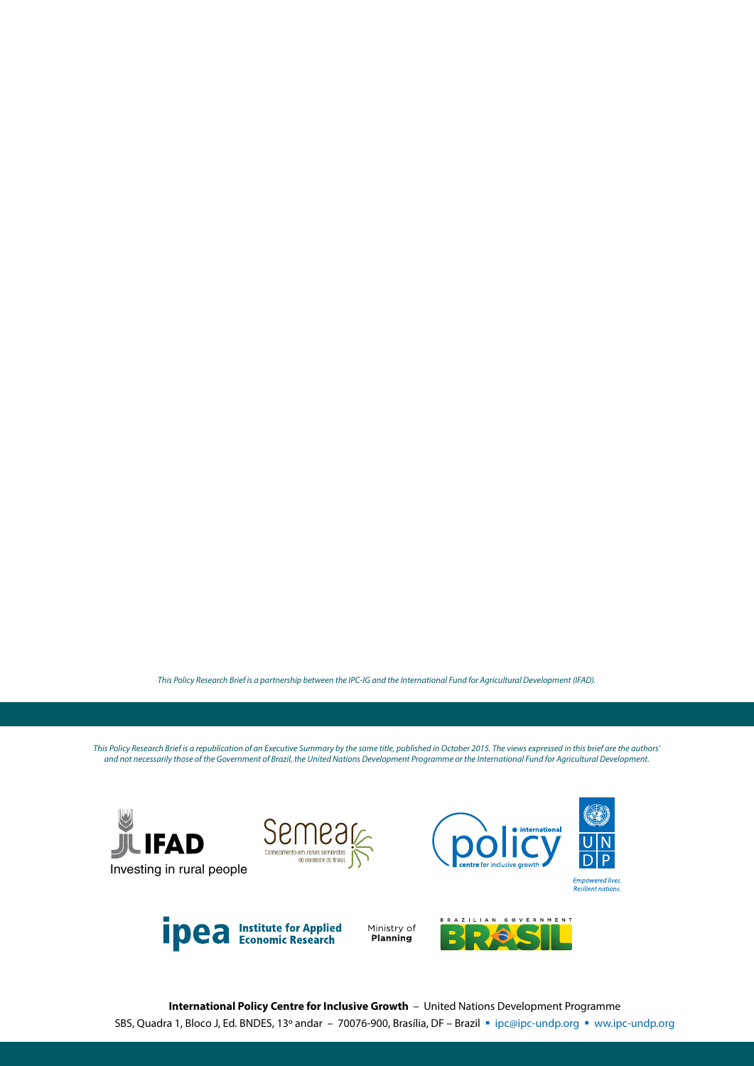*This Policy Research Brief is a partnership between the IPC-IG and the International Fund for Agricultural Development (IFAD).*

*This Policy Research Brief is a republication of an Executive Summary by the same title, published in October 2015. The views expressed in this brief are the authors' and not necessarily those of the Government of Brazil, the United Nations Development Programme or the International Fund for Agricultural Development.*

**International Policy Centre for Inclusive Growth** – United Nations Development Programme

SBS, Quadra 1, Bloco J, Ed. BNDES, 13º andar – 70076-900, Brasília, DF – Brazil ▪ ipc@ipc-undp.org ▪ ww.ipc-undp.org